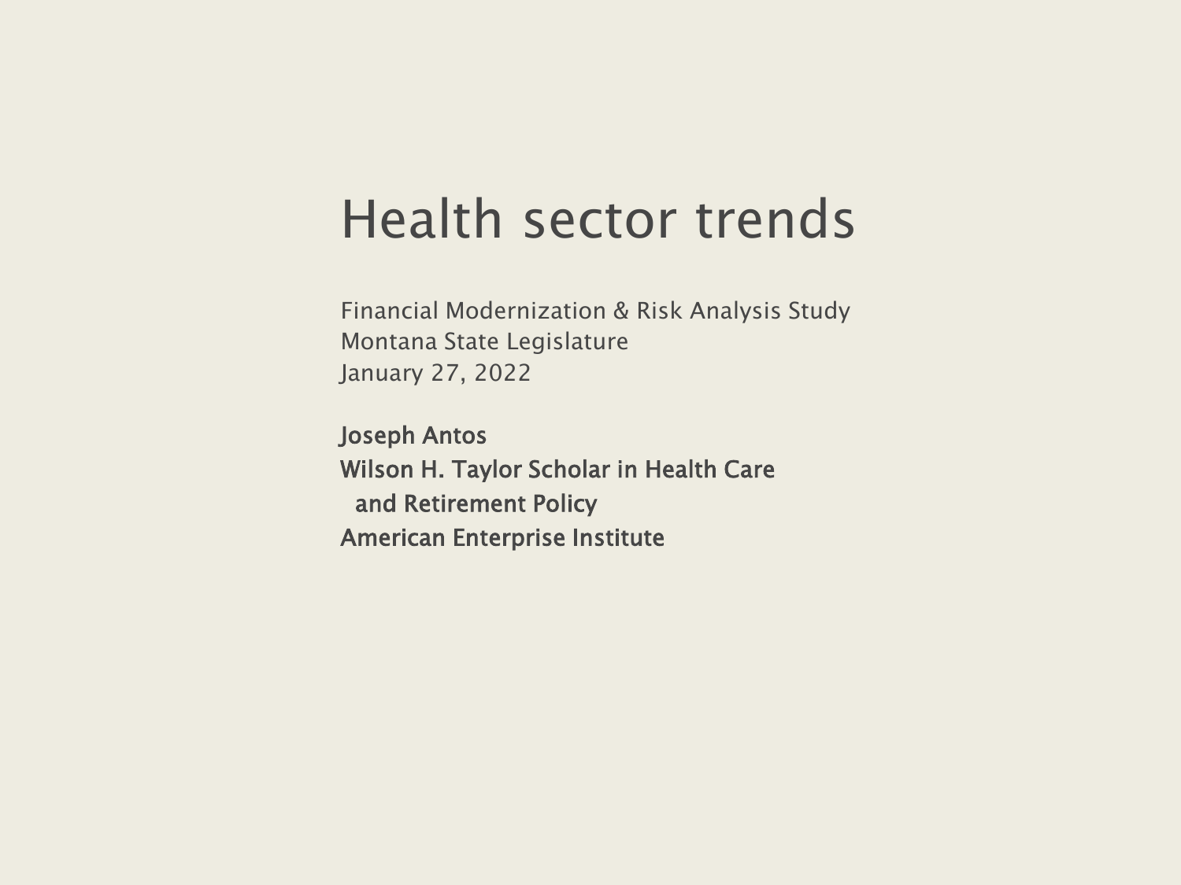# Health sector trends

Financial Modernization & Risk Analysis Study
Montana State Legislature
January 27, 2022

**Joseph Antos**
**Wilson H. Taylor Scholar in Health Care and Retirement Policy**
**American Enterprise Institute**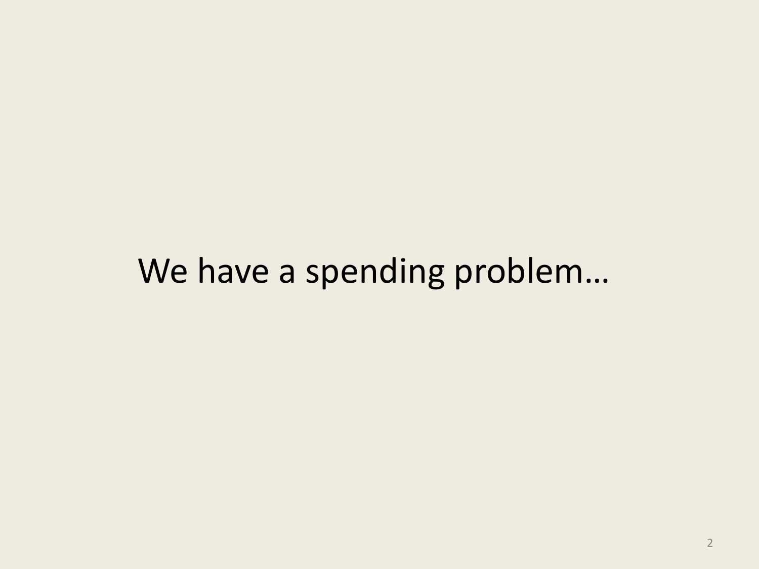We have a spending problem…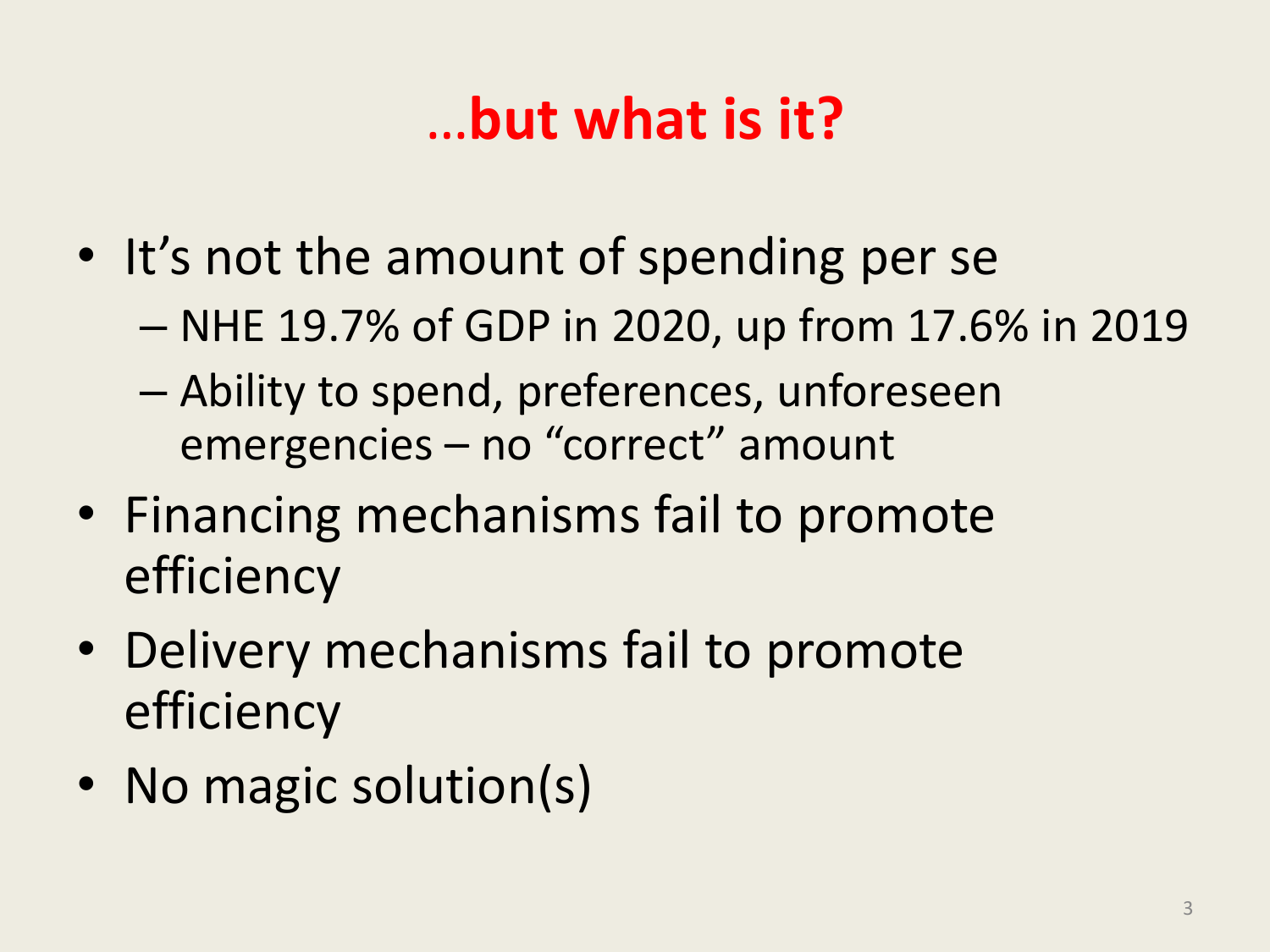# …but what is it?

- It's not the amount of spending per se
  - NHE 19.7% of GDP in 2020, up from 17.6% in 2019
  - Ability to spend, preferences, unforeseen emergencies – no "correct" amount
- Financing mechanisms fail to promote efficiency
- Delivery mechanisms fail to promote efficiency
- No magic solution(s)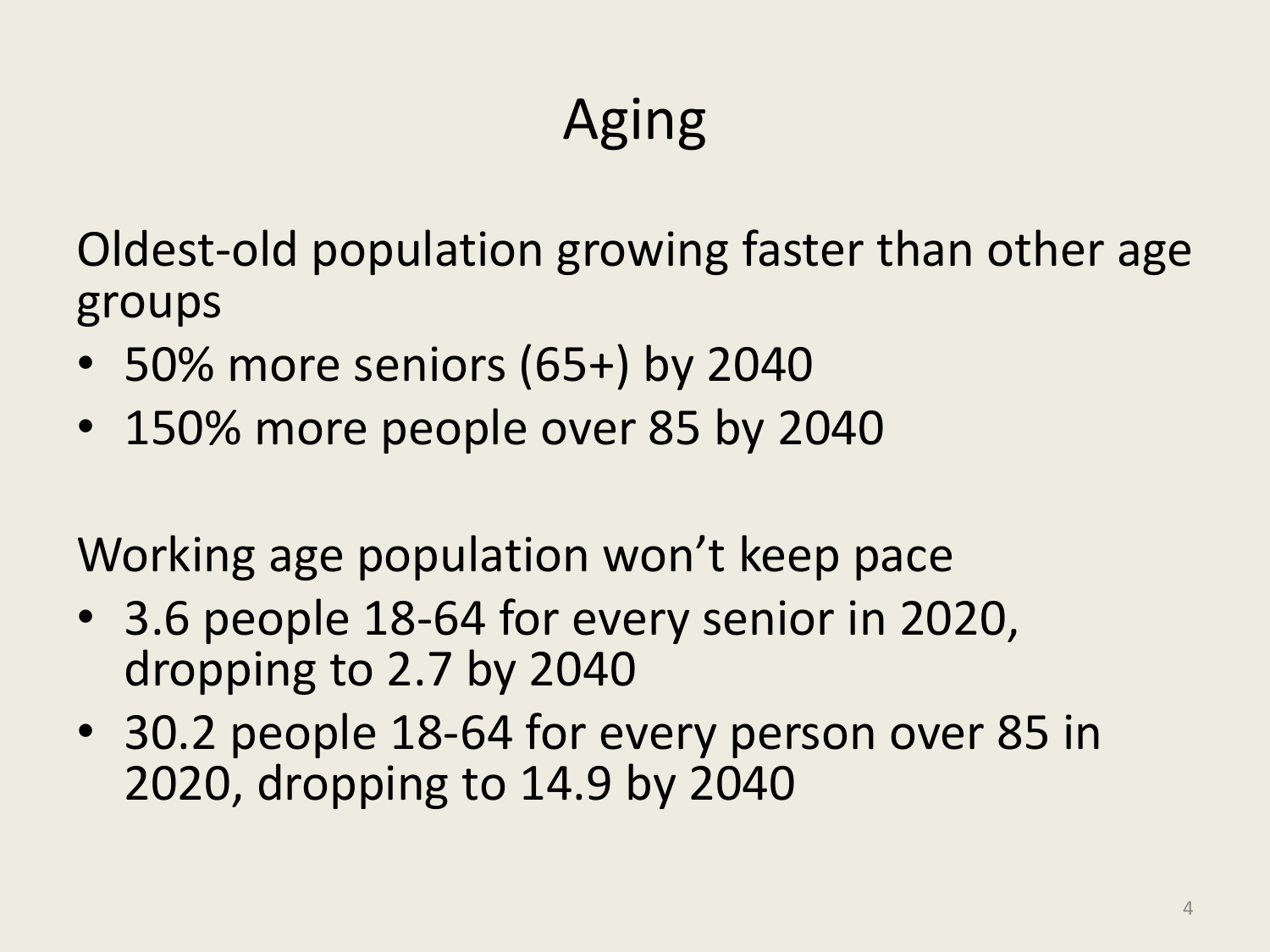# Aging

Oldest-old population growing faster than other age groups

- 50% more seniors (65+) by 2040
- 150% more people over 85 by 2040

Working age population won't keep pace

- 3.6 people 18-64 for every senior in 2020, dropping to 2.7 by 2040
- 30.2 people 18-64 for every person over 85 in 2020, dropping to 14.9 by 2040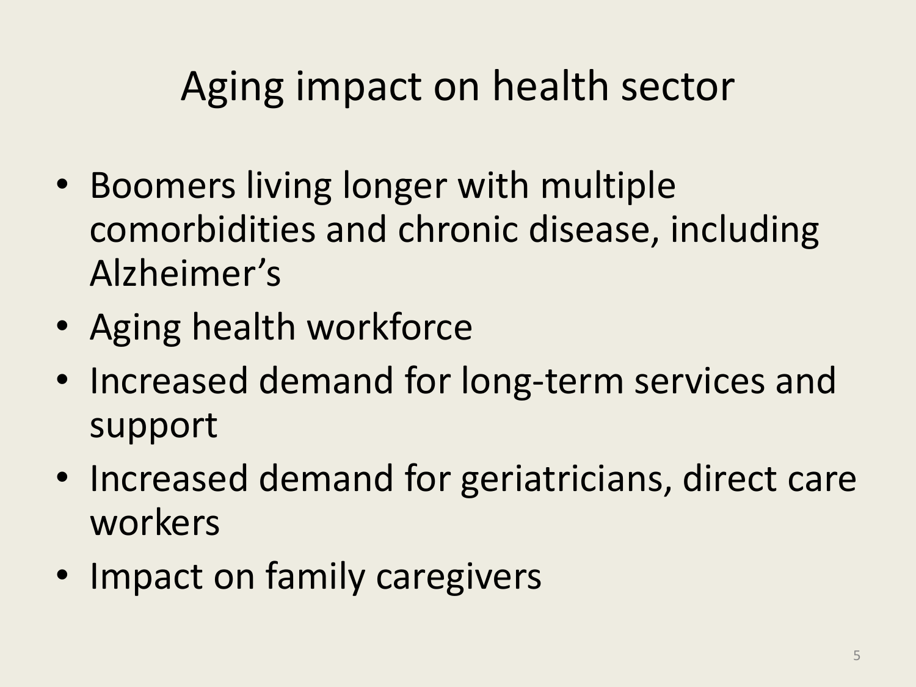# Aging impact on health sector

- Boomers living longer with multiple comorbidities and chronic disease, including Alzheimer's
- Aging health workforce
- Increased demand for long-term services and support
- Increased demand for geriatricians, direct care workers
- Impact on family caregivers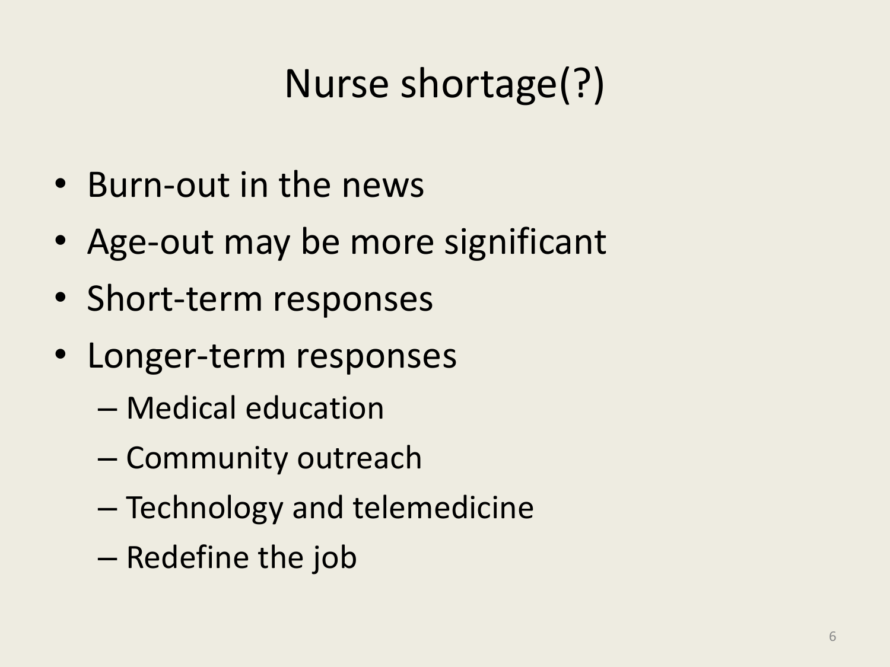# Nurse shortage(?)

- Burn-out in the news
- Age-out may be more significant
- Short-term responses
- Longer-term responses
  - Medical education
  - Community outreach
  - Technology and telemedicine
  - Redefine the job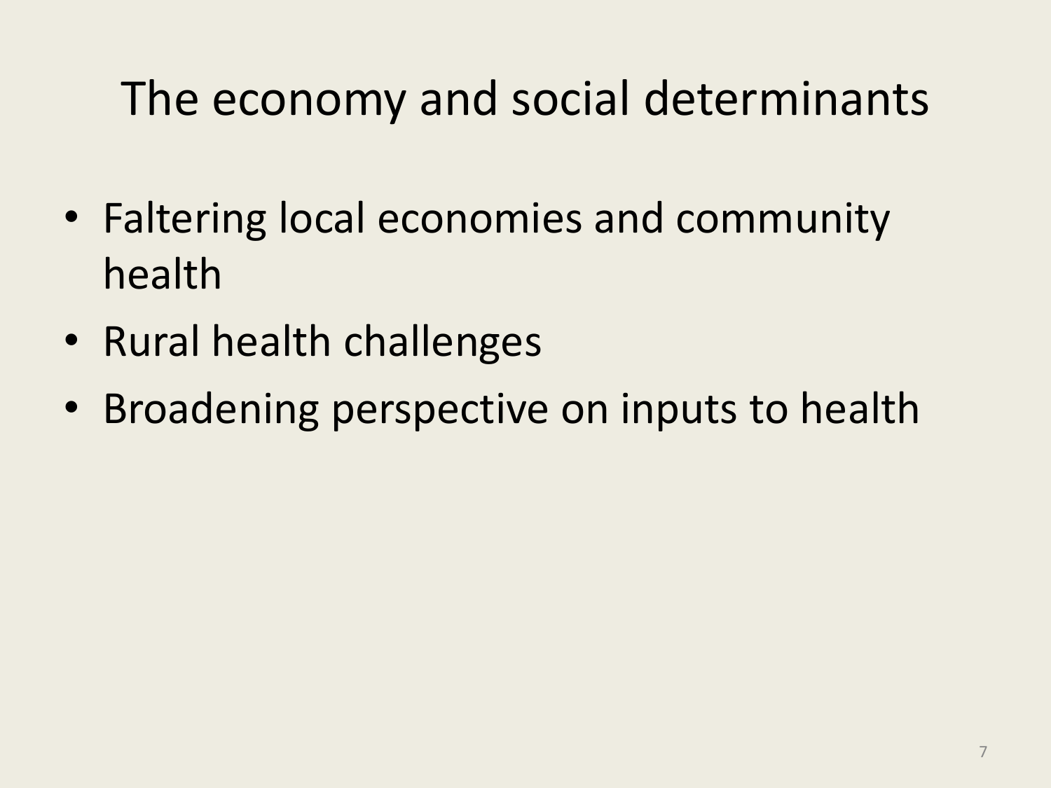# The economy and social determinants

- Faltering local economies and community health
- Rural health challenges
- Broadening perspective on inputs to health